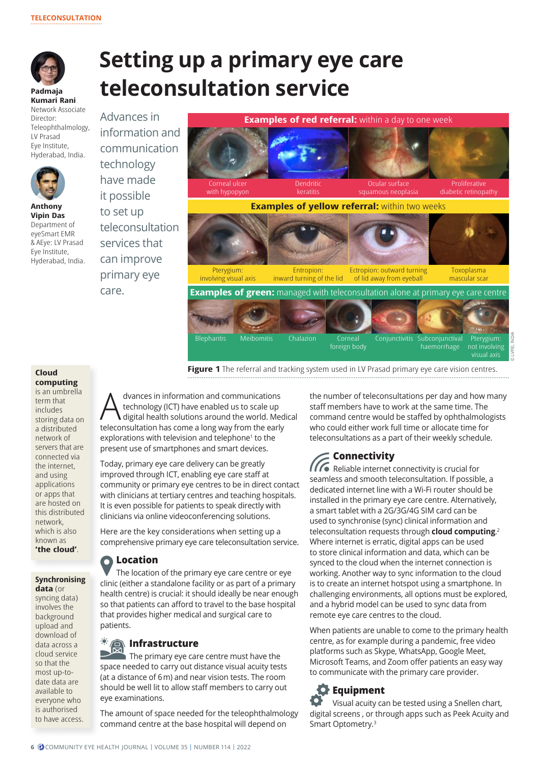# Setting up a primary eye care teleconsultation service

**Padmaja Kumari Rani**
Network Associate Director: Teleophthalmology, LV Prasad Eye Institute, Hyderabad, India.

**Anthony Vipin Das**
Department of eyeSmart EMR & AEye: LV Prasad Eye Institute, Hyderabad, India.

Advances in information and communication technology have made it possible to set up teleconsultation services that can improve primary eye care.

**Examples of red referral:** within a day to one week

Corneal ulcer with hypopyon | Dendritic keratitis | Ocular surface squamous neoplasia | Proliferative diabetic retinopathy

**Examples of yellow referral:** within two weeks

Pterygium: involving visual axis | Entropion: inward turning of the lid | Ectropion: outward turning of lid away from eyeball | Toxoplasma mascular scar

**Examples of green:** managed with teleconsultation alone at primary eye care centre

Blepharitis | Meibomitis | Chalazion | Corneal foreign body | Conjunctivitis | Subconjunctival haemorrhage | Pterygium: not involving visual axis

© LVPEI, INDIA

**Figure 1** The referral and tracking system used in LV Prasad primary eye care vision centres.

Advances in information and communications technology (ICT) have enabled us to scale up digital health solutions around the world. Medical teleconsultation has come a long way from the early explorations with television and telephone[1] to the present use of smartphones and smart devices.

Today, primary eye care delivery can be greatly improved through ICT, enabling eye care staff at community or primary eye centres to be in direct contact with clinicians at tertiary centres and teaching hospitals. It is even possible for patients to speak directly with clinicians via online videoconferencing solutions.

Here are the key considerations when setting up a comprehensive primary eye care teleconsultation service.

## Location

The location of the primary eye care centre or eye clinic (either a standalone facility or as part of a primary health centre) is crucial: it should ideally be near enough so that patients can afford to travel to the base hospital that provides higher medical and surgical care to patients.

## Infrastructure

The primary eye care centre must have the space needed to carry out distance visual acuity tests (at a distance of 6 m) and near vision tests. The room should be well lit to allow staff members to carry out eye examinations.

The amount of space needed for the teleophthalmology command centre at the base hospital will depend on the number of teleconsultations per day and how many staff members have to work at the same time. The command centre would be staffed by ophthalmologists who could either work full time or allocate time for teleconsultations as a part of their weekly schedule.

## Connectivity

Reliable internet connectivity is crucial for seamless and smooth teleconsultation. If possible, a dedicated internet line with a Wi-Fi router should be installed in the primary eye care centre. Alternatively, a smart tablet with a 2G/3G/4G SIM card can be used to synchronise (sync) clinical information and teleconsultation requests through **cloud computing**.[2] Where internet is erratic, digital apps can be used to store clinical information and data, which can be synced to the cloud when the internet connection is working. Another way to sync information to the cloud is to create an internet hotspot using a smartphone. In challenging environments, all options must be explored, and a hybrid model can be used to sync data from remote eye care centres to the cloud.

When patients are unable to come to the primary health centre, as for example during a pandemic, free video platforms such as Skype, WhatsApp, Google Meet, Microsoft Teams, and Zoom offer patients an easy way to communicate with the primary care provider.

## Equipment

Visual acuity can be tested using a Snellen chart, digital screens , or through apps such as Peek Acuity and Smart Optometry.[3]

> **Cloud computing** is an umbrella term that includes storing data on a distributed network of servers that are connected via the internet, and using applications or apps that are hosted on this distributed network, which is also known as **'the cloud'**.

> **Synchronising data** (or syncing data) involves the background upload and download of data across a cloud service so that the most up-to-date data are available to everyone who is authorised to have access.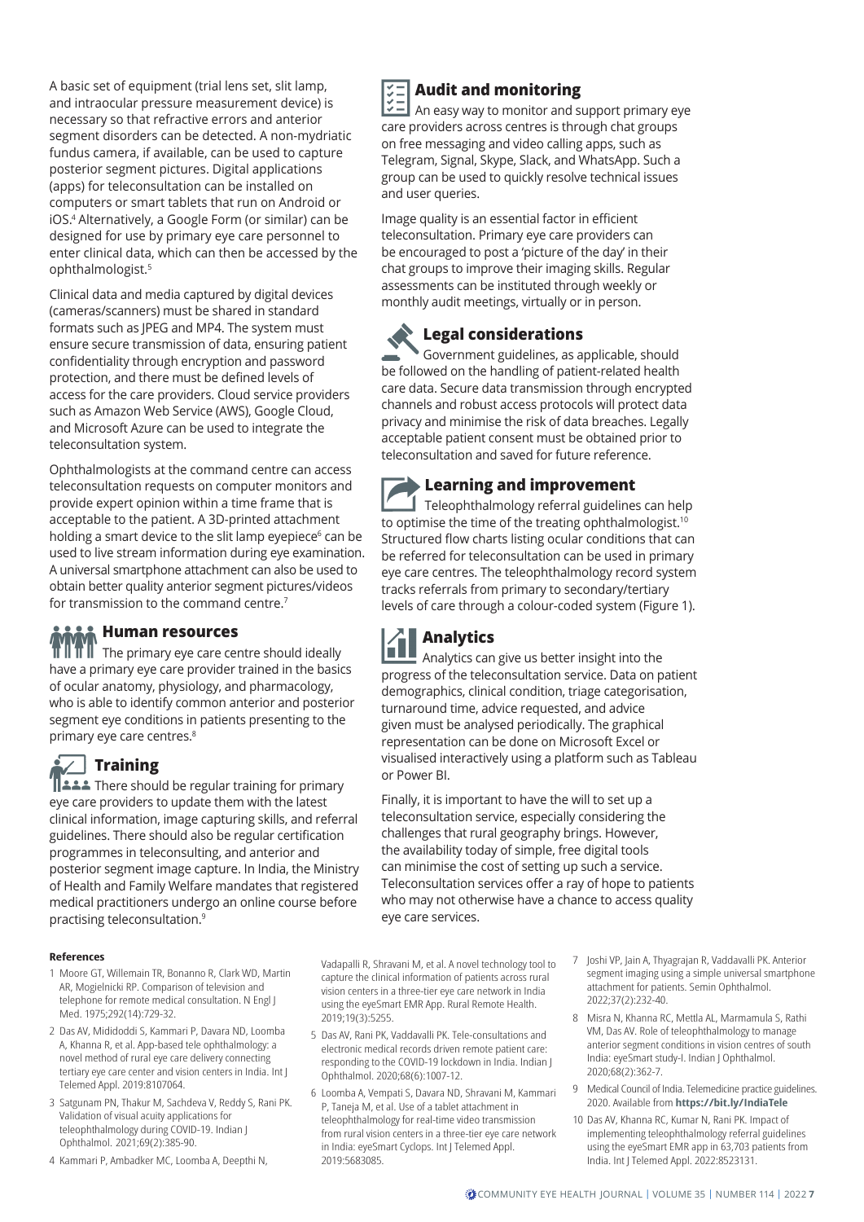A basic set of equipment (trial lens set, slit lamp, and intraocular pressure measurement device) is necessary so that refractive errors and anterior segment disorders can be detected. A non-mydriatic fundus camera, if available, can be used to capture posterior segment pictures. Digital applications (apps) for teleconsultation can be installed on computers or smart tablets that run on Android or iOS.[4] Alternatively, a Google Form (or similar) can be designed for use by primary eye care personnel to enter clinical data, which can then be accessed by the ophthalmologist.[5]

Clinical data and media captured by digital devices (cameras/scanners) must be shared in standard formats such as JPEG and MP4. The system must ensure secure transmission of data, ensuring patient confidentiality through encryption and password protection, and there must be defined levels of access for the care providers. Cloud service providers such as Amazon Web Service (AWS), Google Cloud, and Microsoft Azure can be used to integrate the teleconsultation system.

Ophthalmologists at the command centre can access teleconsultation requests on computer monitors and provide expert opinion within a time frame that is acceptable to the patient. A 3D-printed attachment holding a smart device to the slit lamp eyepiece[6] can be used to live stream information during eye examination. A universal smartphone attachment can also be used to obtain better quality anterior segment pictures/videos for transmission to the command centre.[7]

## Human resources

The primary eye care centre should ideally have a primary eye care provider trained in the basics of ocular anatomy, physiology, and pharmacology, who is able to identify common anterior and posterior segment eye conditions in patients presenting to the primary eye care centres.[8]

## Training

There should be regular training for primary eye care providers to update them with the latest clinical information, image capturing skills, and referral guidelines. There should also be regular certification programmes in teleconsulting, and anterior and posterior segment image capture. In India, the Ministry of Health and Family Welfare mandates that registered medical practitioners undergo an online course before practising teleconsultation.[9]

## Audit and monitoring

An easy way to monitor and support primary eye care providers across centres is through chat groups on free messaging and video calling apps, such as Telegram, Signal, Skype, Slack, and WhatsApp. Such a group can be used to quickly resolve technical issues and user queries.

Image quality is an essential factor in efficient teleconsultation. Primary eye care providers can be encouraged to post a 'picture of the day' in their chat groups to improve their imaging skills. Regular assessments can be instituted through weekly or monthly audit meetings, virtually or in person.

## Legal considerations

Government guidelines, as applicable, should be followed on the handling of patient-related health care data. Secure data transmission through encrypted channels and robust access protocols will protect data privacy and minimise the risk of data breaches. Legally acceptable patient consent must be obtained prior to teleconsultation and saved for future reference.

## Learning and improvement

Teleophthalmology referral guidelines can help to optimise the time of the treating ophthalmologist.[10] Structured flow charts listing ocular conditions that can be referred for teleconsultation can be used in primary eye care centres. The teleophthalmology record system tracks referrals from primary to secondary/tertiary levels of care through a colour-coded system (Figure 1).

## Analytics

Analytics can give us better insight into the progress of the teleconsultation service. Data on patient demographics, clinical condition, triage categorisation, turnaround time, advice requested, and advice given must be analysed periodically. The graphical representation can be done on Microsoft Excel or visualised interactively using a platform such as Tableau or Power BI.

Finally, it is important to have the will to set up a teleconsultation service, especially considering the challenges that rural geography brings. However, the availability today of simple, free digital tools can minimise the cost of setting up such a service. Teleconsultation services offer a ray of hope to patients who may not otherwise have a chance to access quality eye care services.

#### References

1. Moore GT, Willemain TR, Bonanno R, Clark WD, Martin AR, Mogielnicki RP. Comparison of television and telephone for remote medical consultation. N Engl J Med. 1975;292(14):729-32.
2. Das AV, Mididoddi S, Kammari P, Davara ND, Loomba A, Khanna R, et al. App-based tele ophthalmology: a novel method of rural eye care delivery connecting tertiary eye care center and vision centers in India. Int J Telemed Appl. 2019:8107064.
3. Satgunam PN, Thakur M, Sachdeva V, Reddy S, Rani PK. Validation of visual acuity applications for teleophthalmology during COVID-19. Indian J Ophthalmol. 2021;69(2):385-90.
4. Kammari P, Ambadker MC, Loomba A, Deepthi N, Vadapalli R, Shravani M, et al. A novel technology tool to capture the clinical information of patients across rural vision centers in a three-tier eye care network in India using the eyeSmart EMR App. Rural Remote Health. 2019;19(3):5255.
5. Das AV, Rani PK, Vaddavalli PK. Tele-consultations and electronic medical records driven remote patient care: responding to the COVID-19 lockdown in India. Indian J Ophthalmol. 2020;68(6):1007-12.
6. Loomba A, Vempati S, Davara ND, Shravani M, Kammari P, Taneja M, et al. Use of a tablet attachment in teleophthalmology for real-time video transmission from rural vision centers in a three-tier eye care network in India: eyeSmart Cyclops. Int J Telemed Appl. 2019:5683085.
7. Joshi VP, Jain A, Thyagrajan R, Vaddavalli PK. Anterior segment imaging using a simple universal smartphone attachment for patients. Semin Ophthalmol. 2022;37(2):232-40.
8. Misra N, Khanna RC, Mettla AL, Marmamula S, Rathi VM, Das AV. Role of teleophthalmology to manage anterior segment conditions in vision centres of south India: eyeSmart study-I. Indian J Ophthalmol. 2020;68(2):362-7.
9. Medical Council of India. Telemedicine practice guidelines. 2020. Available from **https://bit.ly/IndiaTele**
10. Das AV, Khanna RC, Kumar N, Rani PK. Impact of implementing teleophthalmology referral guidelines using the eyeSmart EMR app in 63,703 patients from India. Int J Telemed Appl. 2022:8523131.